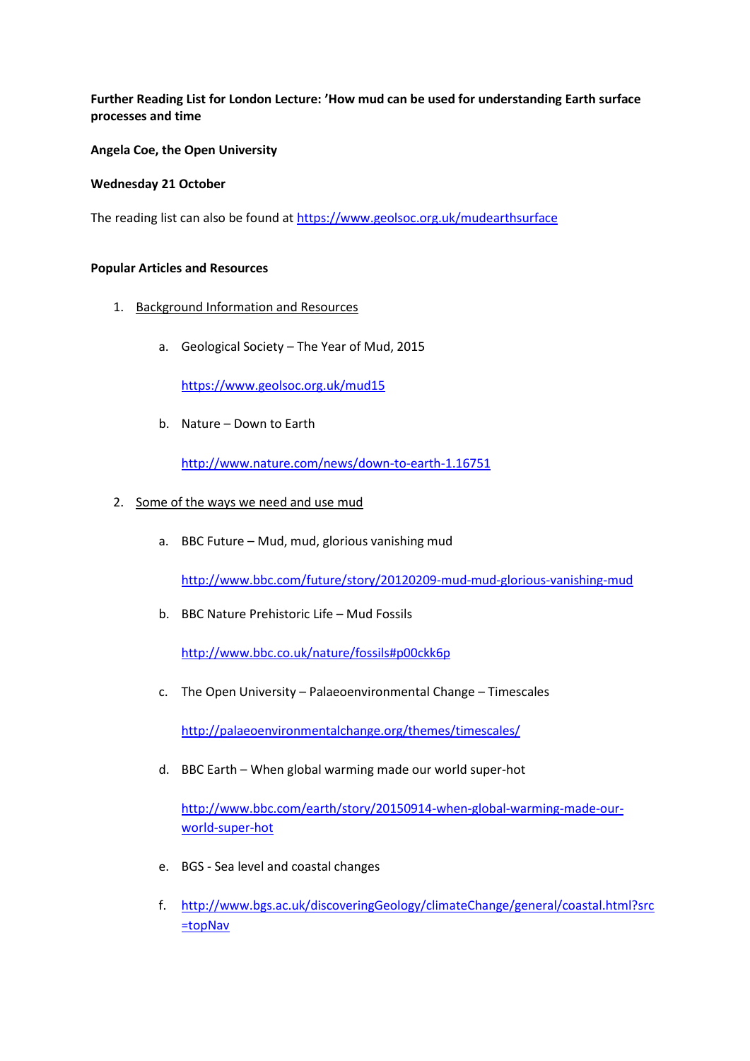**Further Reading List for London Lecture: 'How mud can be used for understanding Earth surface processes and time**

**Angela Coe, the Open University**

**Wednesday 21 October**

The reading list can also be found at https://www.geolsoc.org.uk/mudearthsurface

**Popular Articles and Resources**

1. Background Information and Resources

   a. Geological Society – The Year of Mud, 2015

      https://www.geolsoc.org.uk/mud15

   b. Nature – Down to Earth

      http://www.nature.com/news/down-to-earth-1.16751

2. Some of the ways we need and use mud

   a. BBC Future – Mud, mud, glorious vanishing mud

      http://www.bbc.com/future/story/20120209-mud-mud-glorious-vanishing-mud

   b. BBC Nature Prehistoric Life – Mud Fossils

      http://www.bbc.co.uk/nature/fossils#p00ckk6p

   c. The Open University – Palaeoenvironmental Change – Timescales

      http://palaeoenvironmentalchange.org/themes/timescales/

   d. BBC Earth – When global warming made our world super-hot

      http://www.bbc.com/earth/story/20150914-when-global-warming-made-our-world-super-hot

   e. BGS - Sea level and coastal changes

   f. http://www.bgs.ac.uk/discoveringGeology/climateChange/general/coastal.html?src=topNav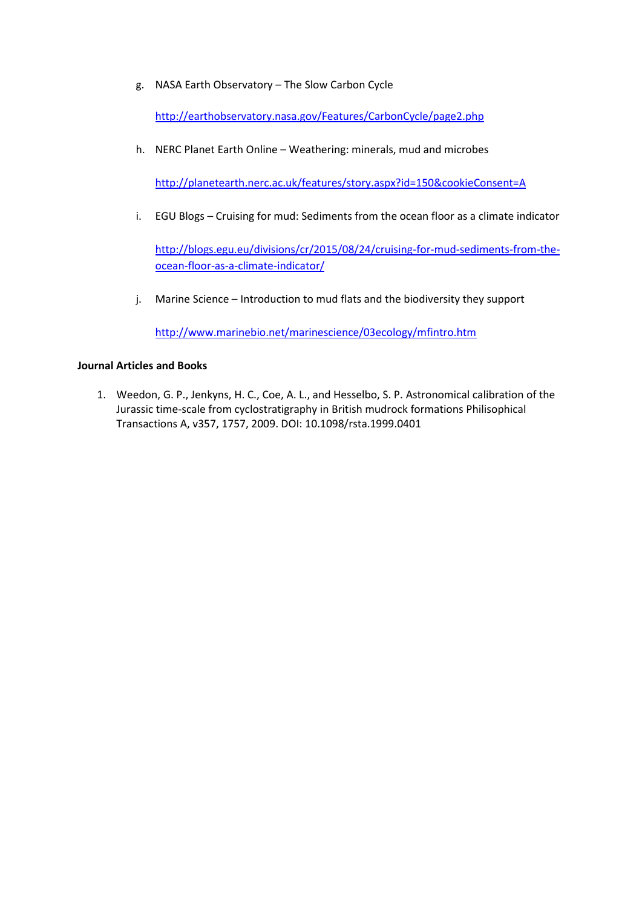g. NASA Earth Observatory – The Slow Carbon Cycle

   http://earthobservatory.nasa.gov/Features/CarbonCycle/page2.php

h. NERC Planet Earth Online – Weathering: minerals, mud and microbes

   http://planetearth.nerc.ac.uk/features/story.aspx?id=150&cookieConsent=A

i. EGU Blogs – Cruising for mud: Sediments from the ocean floor as a climate indicator

   http://blogs.egu.eu/divisions/cr/2015/08/24/cruising-for-mud-sediments-from-the-ocean-floor-as-a-climate-indicator/

j. Marine Science – Introduction to mud flats and the biodiversity they support

   http://www.marinebio.net/marinescience/03ecology/mfintro.htm

**Journal Articles and Books**

1. Weedon, G. P., Jenkyns, H. C., Coe, A. L., and Hesselbo, S. P. Astronomical calibration of the Jurassic time-scale from cyclostratigraphy in British mudrock formations Philisophical Transactions A, v357, 1757, 2009. DOI: 10.1098/rsta.1999.0401